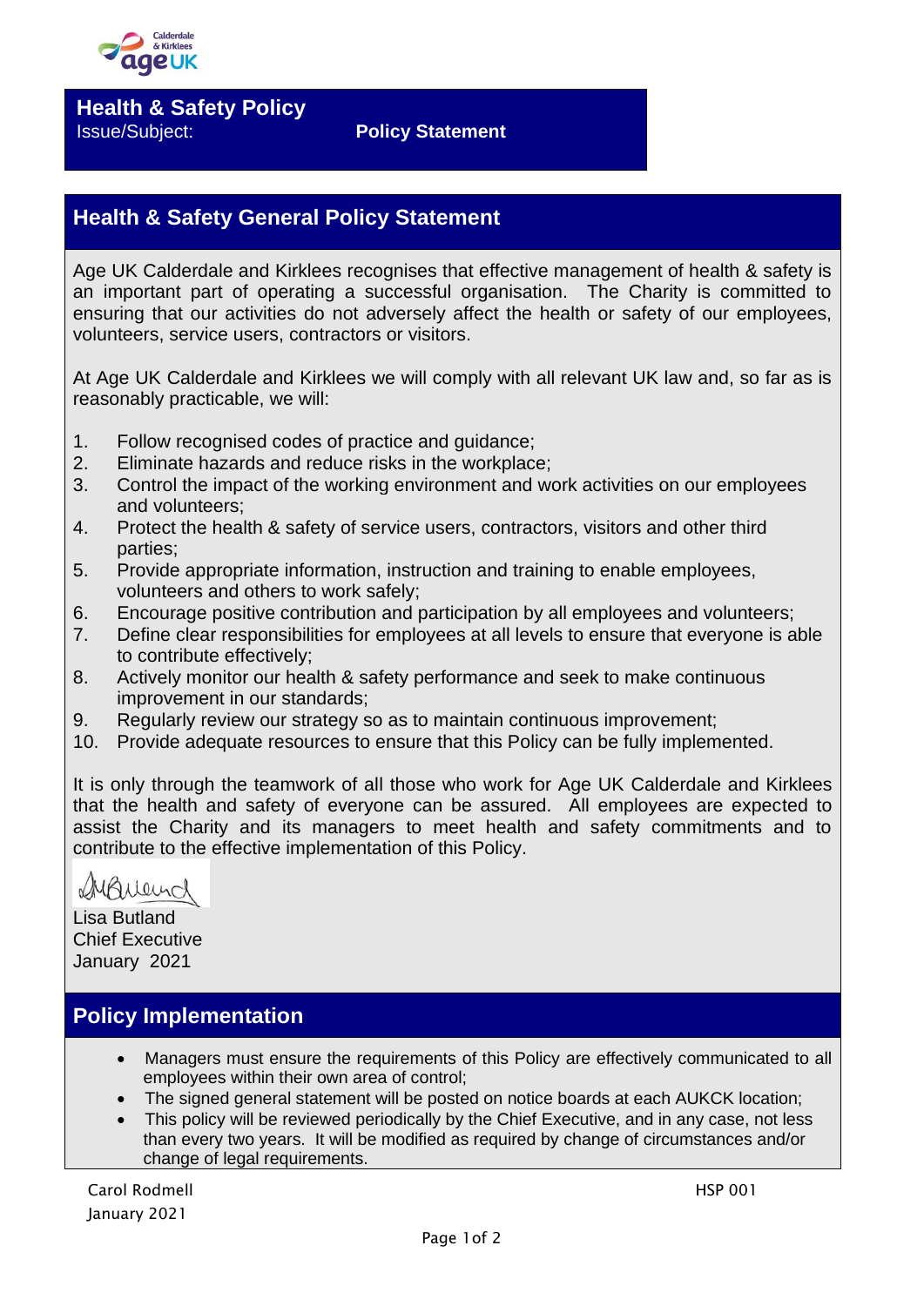# Health & Safety Policy

Issue/Subject: **Policy Statement**

## Health & Safety General Policy Statement

Age UK Calderdale and Kirklees recognises that effective management of health & safety is an important part of operating a successful organisation. The Charity is committed to ensuring that our activities do not adversely affect the health or safety of our employees, volunteers, service users, contractors or visitors.

At Age UK Calderdale and Kirklees we will comply with all relevant UK law and, so far as is reasonably practicable, we will:

1. Follow recognised codes of practice and guidance;
2. Eliminate hazards and reduce risks in the workplace;
3. Control the impact of the working environment and work activities on our employees and volunteers;
4. Protect the health & safety of service users, contractors, visitors and other third parties;
5. Provide appropriate information, instruction and training to enable employees, volunteers and others to work safely;
6. Encourage positive contribution and participation by all employees and volunteers;
7. Define clear responsibilities for employees at all levels to ensure that everyone is able to contribute effectively;
8. Actively monitor our health & safety performance and seek to make continuous improvement in our standards;
9. Regularly review our strategy so as to maintain continuous improvement;
10. Provide adequate resources to ensure that this Policy can be fully implemented.

It is only through the teamwork of all those who work for Age UK Calderdale and Kirklees that the health and safety of everyone can be assured. All employees are expected to assist the Charity and its managers to meet health and safety commitments and to contribute to the effective implementation of this Policy.

Lisa Butland
Chief Executive
January 2021

## Policy Implementation

- Managers must ensure the requirements of this Policy are effectively communicated to all employees within their own area of control;
- The signed general statement will be posted on notice boards at each AUKCK location;
- This policy will be reviewed periodically by the Chief Executive, and in any case, not less than every two years. It will be modified as required by change of circumstances and/or change of legal requirements.

Carol Rodmell
January 2021

HSP 001